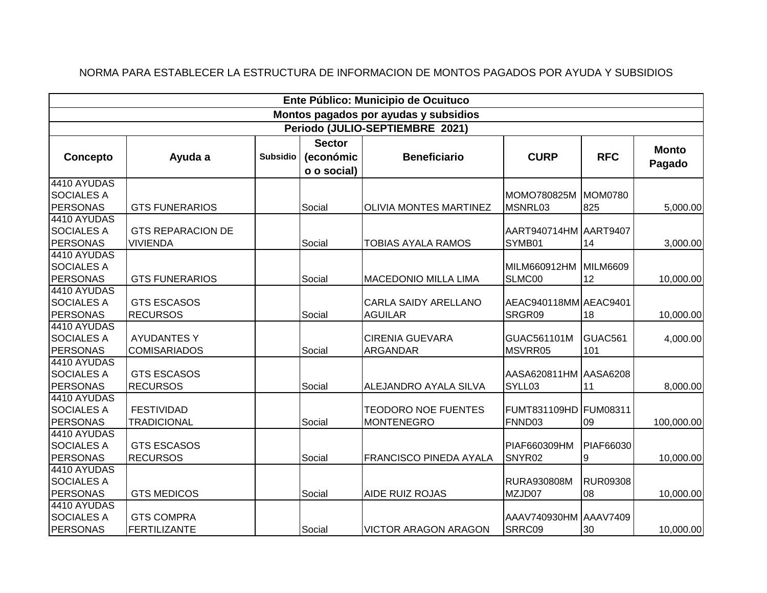NORMA PARA ESTABLECER LA ESTRUCTURA DE INFORMACION DE MONTOS PAGADOS POR AYUDA Y SUBSIDIOS

| Ente Público: Municipio de Ocuituco | | | | | | | |
|---|---|---|---|---|---|---|---|
| **Montos pagados por ayudas y subsidios** | | | | | | | |
| **Periodo (JULIO-SEPTIEMBRE 2021)** | | | | | | | |
| **Concepto** | **Ayuda a** | **Subsidio** | **Sector (económico o social)** | **Beneficiario** | **CURP** | **RFC** | **Monto Pagado** |
| 4410 AYUDAS SOCIALES A PERSONAS | GTS FUNERARIOS | | Social | OLIVIA MONTES MARTINEZ | MOMO780825MMSNRL03 | MOM0780825 | 5,000.00 |
| 4410 AYUDAS SOCIALES A PERSONAS | GTS REPARACION DE VIVIENDA | | Social | TOBIAS AYALA RAMOS | AART940714HMSYMB01 | AART940714 | 3,000.00 |
| 4410 AYUDAS SOCIALES A PERSONAS | GTS FUNERARIOS | | Social | MACEDONIO MILLA LIMA | MILM660912HMSLMC00 | MILM660912 | 10,000.00 |
| 4410 AYUDAS SOCIALES A PERSONAS | GTS ESCASOS RECURSOS | | Social | CARLA SAIDY ARELLANO AGUILAR | AEAC940118MMSRGR09 | AEAC940118 | 10,000.00 |
| 4410 AYUDAS SOCIALES A PERSONAS | AYUDANTES Y COMISARIADOS | | Social | CIRENIA GUEVARA ARGANDAR | GUAC561101MMSVRR05 | GUAC561101 | 4,000.00 |
| 4410 AYUDAS SOCIALES A PERSONAS | GTS ESCASOS RECURSOS | | Social | ALEJANDRO AYALA SILVA | AASA620811HMSYLL03 | AASA620811 | 8,000.00 |
| 4410 AYUDAS SOCIALES A PERSONAS | FESTIVIDAD TRADICIONAL | | Social | TEODORO NOE FUENTES MONTENEGRO | FUMT831109HDFNND03 | FUM0831109 | 100,000.00 |
| 4410 AYUDAS SOCIALES A PERSONAS | GTS ESCASOS RECURSOS | | Social | FRANCISCO PINEDA AYALA | PIAF660309HMSNYR02 | PIAF660309 | 10,000.00 |
| 4410 AYUDAS SOCIALES A PERSONAS | GTS MEDICOS | | Social | AIDE RUIZ ROJAS | RURA930808MMZJD07 | RUR0930808 | 10,000.00 |
| 4410 AYUDAS SOCIALES A PERSONAS | GTS COMPRA FERTILIZANTE | | Social | VICTOR ARAGON ARAGON | AAAV740930HMSRRC09 | AAAV740930 | 10,000.00 |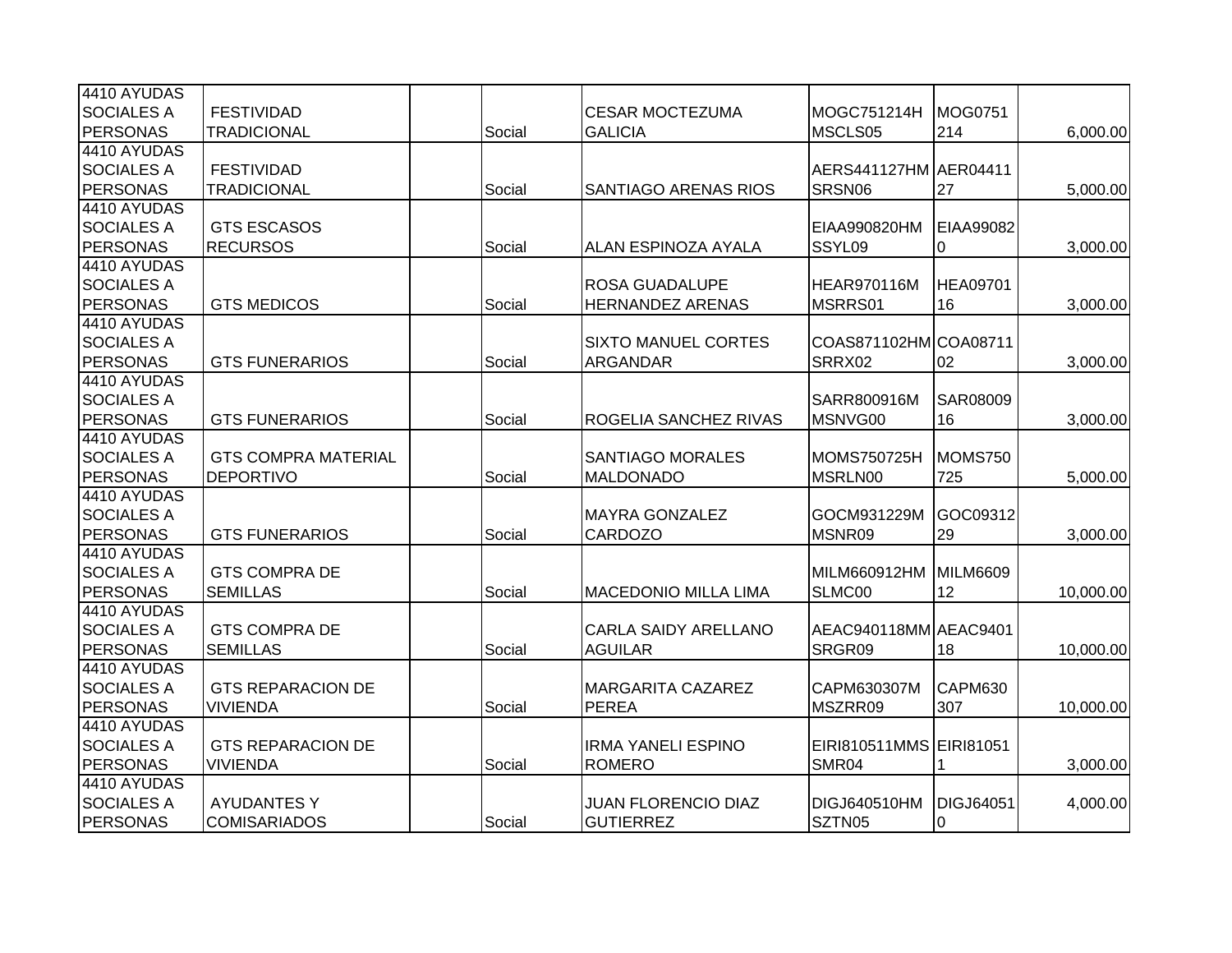| | | | | | | | |
|---|---|---|---|---|---|---|---|
| 4410 AYUDAS SOCIALES A PERSONAS | FESTIVIDAD TRADICIONAL | | Social | CESAR MOCTEZUMA GALICIA | MOGC751214H MSCLS05 | MOG0751 214 | 6,000.00 |
| 4410 AYUDAS SOCIALES A PERSONAS | FESTIVIDAD TRADICIONAL | | Social | SANTIAGO ARENAS RIOS | AERS441127HM SRSN06 | AER04411 27 | 5,000.00 |
| 4410 AYUDAS SOCIALES A PERSONAS | GTS ESCASOS RECURSOS | | Social | ALAN ESPINOZA AYALA | EIAA990820HM SSYL09 | EIAA99082 0 | 3,000.00 |
| 4410 AYUDAS SOCIALES A PERSONAS | GTS MEDICOS | | Social | ROSA GUADALUPE HERNANDEZ ARENAS | HEAR970116M MSRRS01 | HEA09701 16 | 3,000.00 |
| 4410 AYUDAS SOCIALES A PERSONAS | GTS FUNERARIOS | | Social | SIXTO MANUEL CORTES ARGANDAR | COAS871102HM SRRX02 | COA08711 02 | 3,000.00 |
| 4410 AYUDAS SOCIALES A PERSONAS | GTS FUNERARIOS | | Social | ROGELIA SANCHEZ RIVAS | SARR800916M MSNVG00 | SAR08009 16 | 3,000.00 |
| 4410 AYUDAS SOCIALES A PERSONAS | GTS COMPRA MATERIAL DEPORTIVO | | Social | SANTIAGO MORALES MALDONADO | MOMS750725H MSRLN00 | MOMS750 725 | 5,000.00 |
| 4410 AYUDAS SOCIALES A PERSONAS | GTS FUNERARIOS | | Social | MAYRA GONZALEZ CARDOZO | GOCM931229M MSNR09 | GOC09312 29 | 3,000.00 |
| 4410 AYUDAS SOCIALES A PERSONAS | GTS COMPRA DE SEMILLAS | | Social | MACEDONIO MILLA LIMA | MILM660912HM SLMC00 | MILM6609 12 | 10,000.00 |
| 4410 AYUDAS SOCIALES A PERSONAS | GTS COMPRA DE SEMILLAS | | Social | CARLA SAIDY ARELLANO AGUILAR | AEAC940118MM SRGR09 | AEAC9401 18 | 10,000.00 |
| 4410 AYUDAS SOCIALES A PERSONAS | GTS REPARACION DE VIVIENDA | | Social | MARGARITA CAZAREZ PEREA | CAPM630307M MSZRR09 | CAPM630 307 | 10,000.00 |
| 4410 AYUDAS SOCIALES A PERSONAS | GTS REPARACION DE VIVIENDA | | Social | IRMA YANELI ESPINO ROMERO | EIRI810511MMS SMR04 | EIRI81051 1 | 3,000.00 |
| 4410 AYUDAS SOCIALES A PERSONAS | AYUDANTES Y COMISARIADOS | | Social | JUAN FLORENCIO DIAZ GUTIERREZ | DIGJ640510HM SZTN05 | DIGJ64051 0 | 4,000.00 |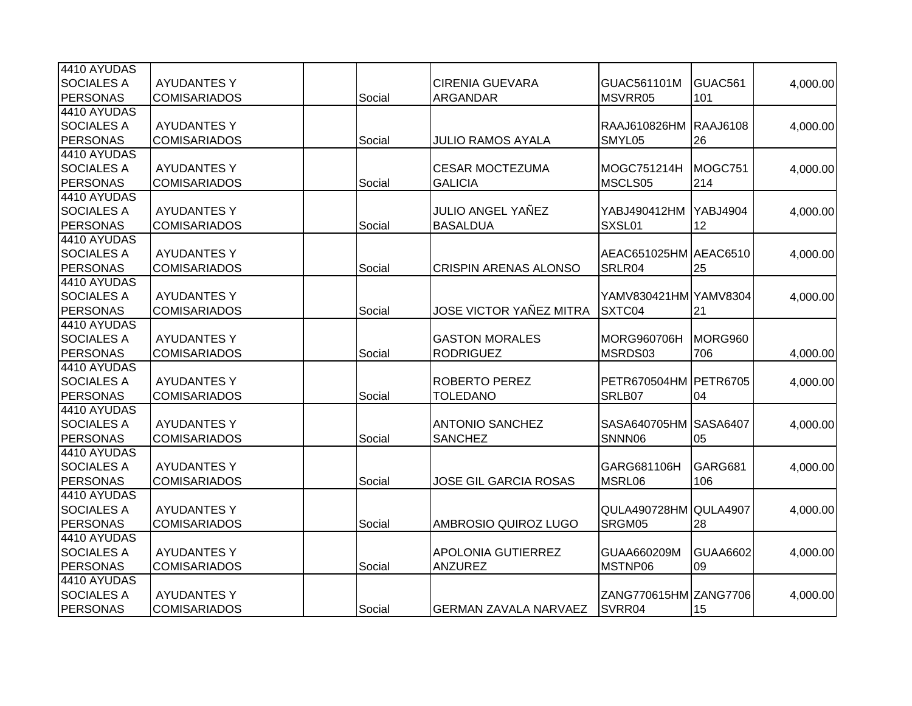| | | | | | | | |
|---|---|---|---|---|---|---|---|
| 4410 AYUDAS SOCIALES A PERSONAS | AYUDANTES Y COMISARIADOS | | Social | CIRENIA GUEVARA ARGANDAR | GUAC561101MMSVRR05 | GUAC561101 | 4,000.00 |
| 4410 AYUDAS SOCIALES A PERSONAS | AYUDANTES Y COMISARIADOS | | Social | JULIO RAMOS AYALA | RAAJ610826HMSMYL05 | RAAJ610826 | 4,000.00 |
| 4410 AYUDAS SOCIALES A PERSONAS | AYUDANTES Y COMISARIADOS | | Social | CESAR MOCTEZUMA GALICIA | MOGC751214HMSCLS05 | MOGC751214 | 4,000.00 |
| 4410 AYUDAS SOCIALES A PERSONAS | AYUDANTES Y COMISARIADOS | | Social | JULIO ANGEL YAÑEZ BASALDUA | YABJ490412HMSXSL01 | YABJ490412 | 4,000.00 |
| 4410 AYUDAS SOCIALES A PERSONAS | AYUDANTES Y COMISARIADOS | | Social | CRISPIN ARENAS ALONSO | AEAC651025HMSRLR04 | AEAC651025 | 4,000.00 |
| 4410 AYUDAS SOCIALES A PERSONAS | AYUDANTES Y COMISARIADOS | | Social | JOSE VICTOR YAÑEZ MITRA | YAMV830421HMSXTC04 | YAMV830421 | 4,000.00 |
| 4410 AYUDAS SOCIALES A PERSONAS | AYUDANTES Y COMISARIADOS | | Social | GASTON MORALES RODRIGUEZ | MORG960706HMSRDS03 | MORG960706 | 4,000.00 |
| 4410 AYUDAS SOCIALES A PERSONAS | AYUDANTES Y COMISARIADOS | | Social | ROBERTO PEREZ TOLEDANO | PETR670504HMSRLB07 | PETR670504 | 4,000.00 |
| 4410 AYUDAS SOCIALES A PERSONAS | AYUDANTES Y COMISARIADOS | | Social | ANTONIO SANCHEZ SANCHEZ | SASA640705HMSNNN06 | SASA640705 | 4,000.00 |
| 4410 AYUDAS SOCIALES A PERSONAS | AYUDANTES Y COMISARIADOS | | Social | JOSE GIL GARCIA ROSAS | GARG681106HMSRL06 | GARG681106 | 4,000.00 |
| 4410 AYUDAS SOCIALES A PERSONAS | AYUDANTES Y COMISARIADOS | | Social | AMBROSIO QUIROZ LUGO | QULA490728HMSRGM05 | QULA490728 | 4,000.00 |
| 4410 AYUDAS SOCIALES A PERSONAS | AYUDANTES Y COMISARIADOS | | Social | APOLONIA GUTIERREZ ANZUREZ | GUAA660209MMSTNP06 | GUAA660209 | 4,000.00 |
| 4410 AYUDAS SOCIALES A PERSONAS | AYUDANTES Y COMISARIADOS | | Social | GERMAN ZAVALA NARVAEZ | ZANG770615HMSVRR04 | ZANG770615 | 4,000.00 |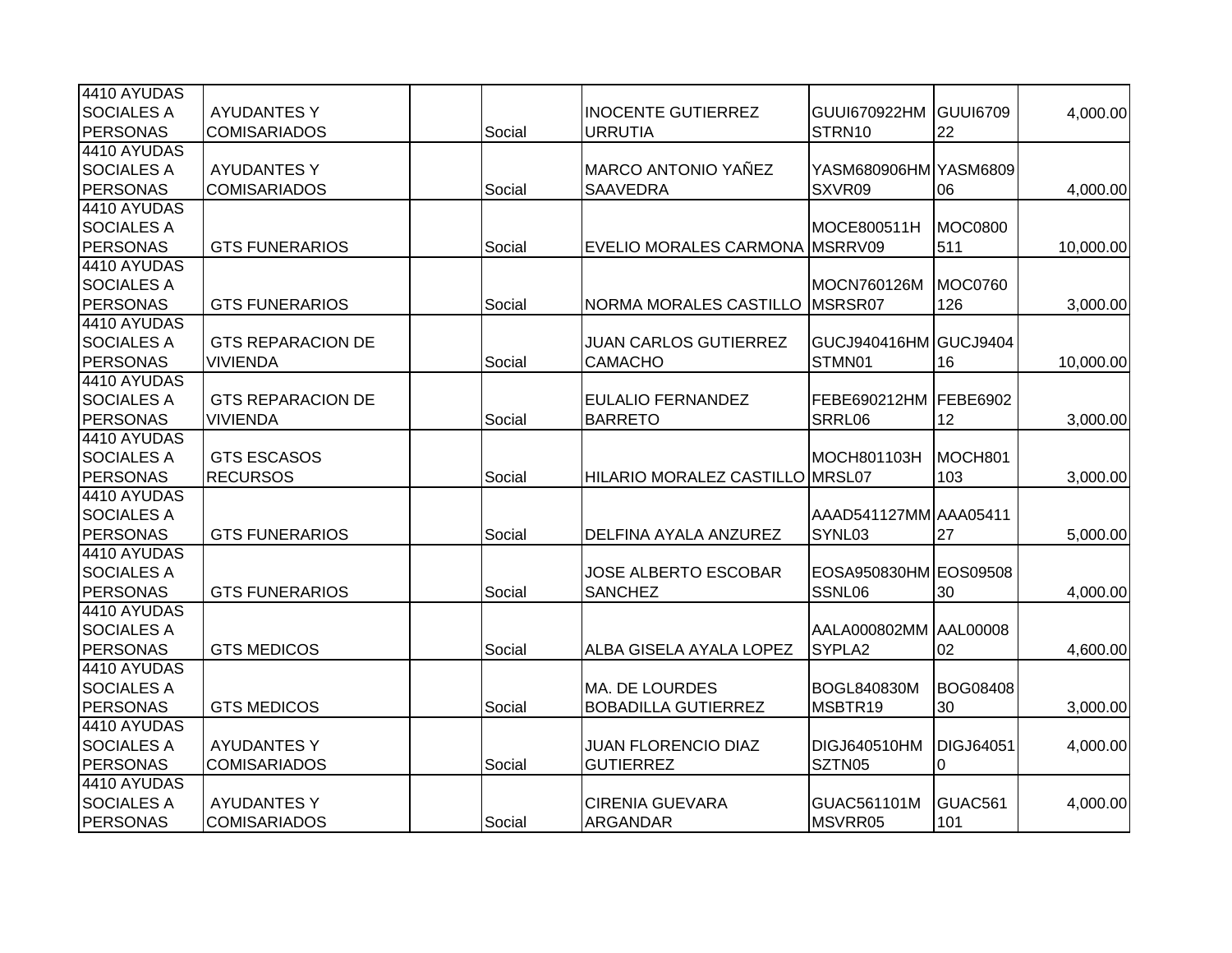| | | | | | | | |
|---|---|---|---|---|---|---|---|
| 4410 AYUDAS SOCIALES A PERSONAS | AYUDANTES Y COMISARIADOS | | Social | INOCENTE GUTIERREZ URRUTIA | GUUI670922HMSTRN10 | GUUI670922 | 4,000.00 |
| 4410 AYUDAS SOCIALES A PERSONAS | AYUDANTES Y COMISARIADOS | | Social | MARCO ANTONIO YAÑEZ SAAVEDRA | YASM680906HMSXVR09 | YASM680906 | 4,000.00 |
| 4410 AYUDAS SOCIALES A PERSONAS | GTS FUNERARIOS | | Social | EVELIO MORALES CARMONA | MOCE800511HMSRRV09 | MOC0800511 | 10,000.00 |
| 4410 AYUDAS SOCIALES A PERSONAS | GTS FUNERARIOS | | Social | NORMA MORALES CASTILLO | MOCN760126MMSRSR07 | MOC0760126 | 3,000.00 |
| 4410 AYUDAS SOCIALES A PERSONAS | GTS REPARACION DE VIVIENDA | | Social | JUAN CARLOS GUTIERREZ CAMACHO | GUCJ940416HMSTMN01 | GUCJ940416 | 10,000.00 |
| 4410 AYUDAS SOCIALES A PERSONAS | GTS REPARACION DE VIVIENDA | | Social | EULALIO FERNANDEZ BARRETO | FEBE690212HMSRRL06 | FEBE690212 | 3,000.00 |
| 4410 AYUDAS SOCIALES A PERSONAS | GTS ESCASOS RECURSOS | | Social | HILARIO MORALEZ CASTILLO | MOCH801103HMRSL07 | MOCH801103 | 3,000.00 |
| 4410 AYUDAS SOCIALES A PERSONAS | GTS FUNERARIOS | | Social | DELFINA AYALA ANZUREZ | AAAD541127MMSYNL03 | AAA0541127 | 5,000.00 |
| 4410 AYUDAS SOCIALES A PERSONAS | GTS FUNERARIOS | | Social | JOSE ALBERTO ESCOBAR SANCHEZ | EOSA950830HMSSNL06 | EOS0950830 | 4,000.00 |
| 4410 AYUDAS SOCIALES A PERSONAS | GTS MEDICOS | | Social | ALBA GISELA AYALA LOPEZ | AALA000802MMSYPLA2 | AAL0000802 | 4,600.00 |
| 4410 AYUDAS SOCIALES A PERSONAS | GTS MEDICOS | | Social | MA. DE LOURDES BOBADILLA GUTIERREZ | BOGL840830MMSBTR19 | BOG0840830 | 3,000.00 |
| 4410 AYUDAS SOCIALES A PERSONAS | AYUDANTES Y COMISARIADOS | | Social | JUAN FLORENCIO DIAZ GUTIERREZ | DIGJ640510HMSZTN05 | DIGJ640510 | 4,000.00 |
| 4410 AYUDAS SOCIALES A PERSONAS | AYUDANTES Y COMISARIADOS | | Social | CIRENIA GUEVARA ARGANDAR | GUAC561101MMSVRR05 | GUAC561101 | 4,000.00 |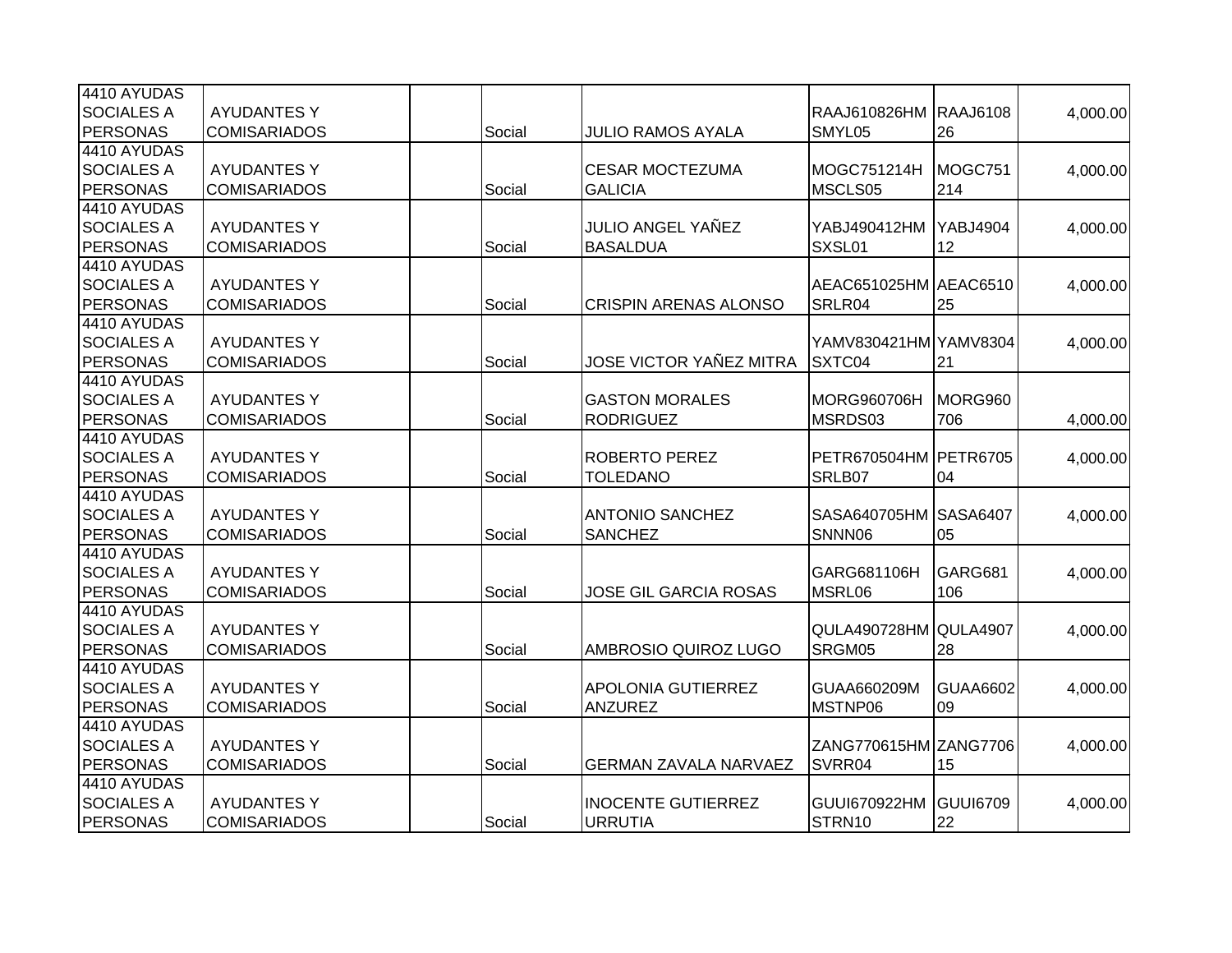| | | | | | | | |
|---|---|---|---|---|---|---|---|
| 4410 AYUDAS SOCIALES A PERSONAS | AYUDANTES Y COMISARIADOS | | Social | JULIO RAMOS AYALA | RAAJ610826HMSMYL05 | RAAJ610826 | 4,000.00 |
| 4410 AYUDAS SOCIALES A PERSONAS | AYUDANTES Y COMISARIADOS | | Social | CESAR MOCTEZUMA GALICIA | MOGC751214HMSCLS05 | MOGC751214 | 4,000.00 |
| 4410 AYUDAS SOCIALES A PERSONAS | AYUDANTES Y COMISARIADOS | | Social | JULIO ANGEL YAÑEZ BASALDUA | YABJ490412HMSXSL01 | YABJ490412 | 4,000.00 |
| 4410 AYUDAS SOCIALES A PERSONAS | AYUDANTES Y COMISARIADOS | | Social | CRISPIN ARENAS ALONSO | AEAC651025HMSRLR04 | AEAC651025 | 4,000.00 |
| 4410 AYUDAS SOCIALES A PERSONAS | AYUDANTES Y COMISARIADOS | | Social | JOSE VICTOR YAÑEZ MITRA | YAMV830421HMSXTC04 | YAMV830421 | 4,000.00 |
| 4410 AYUDAS SOCIALES A PERSONAS | AYUDANTES Y COMISARIADOS | | Social | GASTON MORALES RODRIGUEZ | MORG960706HMSRDS03 | MORG960706 | 4,000.00 |
| 4410 AYUDAS SOCIALES A PERSONAS | AYUDANTES Y COMISARIADOS | | Social | ROBERTO PEREZ TOLEDANO | PETR670504HMSRLB07 | PETR670504 | 4,000.00 |
| 4410 AYUDAS SOCIALES A PERSONAS | AYUDANTES Y COMISARIADOS | | Social | ANTONIO SANCHEZ SANCHEZ | SASA640705HMSNN06 | SASA640705 | 4,000.00 |
| 4410 AYUDAS SOCIALES A PERSONAS | AYUDANTES Y COMISARIADOS | | Social | JOSE GIL GARCIA ROSAS | GARG681106HMSRL06 | GARG681106 | 4,000.00 |
| 4410 AYUDAS SOCIALES A PERSONAS | AYUDANTES Y COMISARIADOS | | Social | AMBROSIO QUIROZ LUGO | QULA490728HMSRGM05 | QULA490728 | 4,000.00 |
| 4410 AYUDAS SOCIALES A PERSONAS | AYUDANTES Y COMISARIADOS | | Social | APOLONIA GUTIERREZ ANZUREZ | GUAA660209MMSTNP06 | GUAA660209 | 4,000.00 |
| 4410 AYUDAS SOCIALES A PERSONAS | AYUDANTES Y COMISARIADOS | | Social | GERMAN ZAVALA NARVAEZ | ZANG770615HMSVRR04 | ZANG770615 | 4,000.00 |
| 4410 AYUDAS SOCIALES A PERSONAS | AYUDANTES Y COMISARIADOS | | Social | INOCENTE GUTIERREZ URRUTIA | GUUI670922HMSTRN10 | GUUI670922 | 4,000.00 |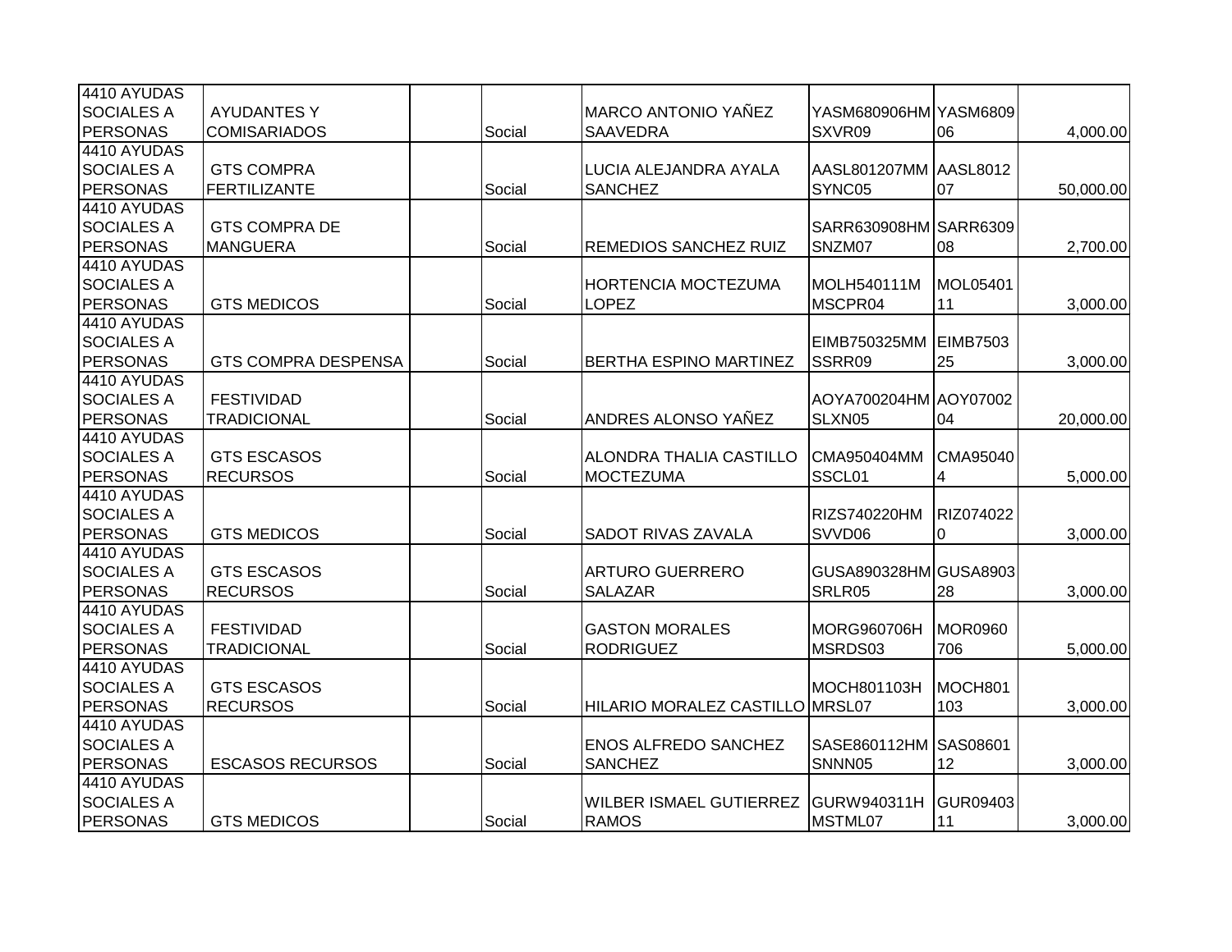| | | | | | | | |
|---|---|---|---|---|---|---|---|
| 4410 AYUDAS SOCIALES A PERSONAS | AYUDANTES Y COMISARIADOS | | Social | MARCO ANTONIO YAÑEZ SAAVEDRA | YASM680906HMSXVR09 | YASM680906 | 4,000.00 |
| 4410 AYUDAS SOCIALES A PERSONAS | GTS COMPRA FERTILIZANTE | | Social | LUCIA ALEJANDRA AYALA SANCHEZ | AASL801207MMSYNC05 | AASL801207 | 50,000.00 |
| 4410 AYUDAS SOCIALES A PERSONAS | GTS COMPRA DE MANGUERA | | Social | REMEDIOS SANCHEZ RUIZ | SARR630908HMSNZM07 | SARR630908 | 2,700.00 |
| 4410 AYUDAS SOCIALES A PERSONAS | GTS MEDICOS | | Social | HORTENCIA MOCTEZUMA LOPEZ | MOLH540111MMSCPR04 | MOL0540111 | 3,000.00 |
| 4410 AYUDAS SOCIALES A PERSONAS | GTS COMPRA DESPENSA | | Social | BERTHA ESPINO MARTINEZ | EIMB750325MMSSRR09 | EIMB750325 | 3,000.00 |
| 4410 AYUDAS SOCIALES A PERSONAS | FESTIVIDAD TRADICIONAL | | Social | ANDRES ALONSO YAÑEZ | AOYA700204HMSLXN05 | AOY0700204 | 20,000.00 |
| 4410 AYUDAS SOCIALES A PERSONAS | GTS ESCASOS RECURSOS | | Social | ALONDRA THALIA CASTILLO MOCTEZUMA | CMA950404MMSSCL01 | CMA950404 | 5,000.00 |
| 4410 AYUDAS SOCIALES A PERSONAS | GTS MEDICOS | | Social | SADOT RIVAS ZAVALA | RIZS740220HMSVVD06 | RIZ0740220 | 3,000.00 |
| 4410 AYUDAS SOCIALES A PERSONAS | GTS ESCASOS RECURSOS | | Social | ARTURO GUERRERO SALAZAR | GUSA890328HMSRLR05 | GUSA890328 | 3,000.00 |
| 4410 AYUDAS SOCIALES A PERSONAS | FESTIVIDAD TRADICIONAL | | Social | GASTON MORALES RODRIGUEZ | MORG960706HMSRDS03 | MOR0960706 | 5,000.00 |
| 4410 AYUDAS SOCIALES A PERSONAS | GTS ESCASOS RECURSOS | | Social | HILARIO MORALEZ CASTILLO | MOCH801103HMRSL07 | MOCH801103 | 3,000.00 |
| 4410 AYUDAS SOCIALES A PERSONAS | ESCASOS RECURSOS | | Social | ENOS ALFREDO SANCHEZ SANCHEZ | SASE860112HMSNNN05 | SAS0860112 | 3,000.00 |
| 4410 AYUDAS SOCIALES A PERSONAS | GTS MEDICOS | | Social | WILBER ISMAEL GUTIERREZ RAMOS | GURW940311HMSTML07 | GUR0940311 | 3,000.00 |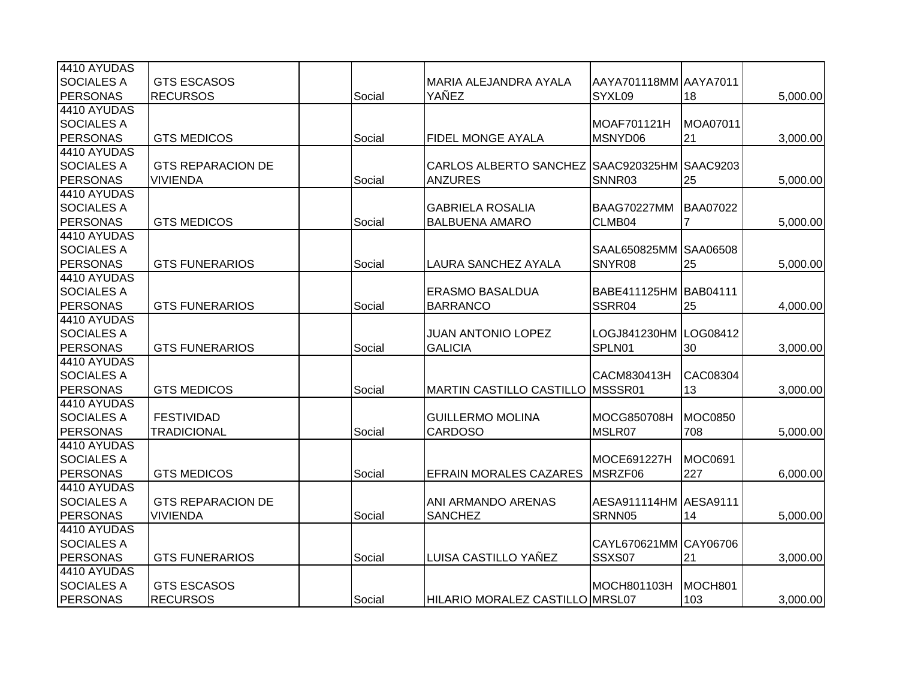| | | | | | | | |
|---|---|---|---|---|---|---|---|
| 4410 AYUDAS SOCIALES A PERSONAS | GTS ESCASOS RECURSOS | | Social | MARIA ALEJANDRA AYALA YAÑEZ | AAYA701118MMSYXL09 | AAYA701118 | 5,000.00 |
| 4410 AYUDAS SOCIALES A PERSONAS | GTS MEDICOS | | Social | FIDEL MONGE AYALA | MOAF701121HMSNYD06 | MOA0701121 | 3,000.00 |
| 4410 AYUDAS SOCIALES A PERSONAS | GTS REPARACION DE VIVIENDA | | Social | CARLOS ALBERTO SANCHEZ ANZURES | SAAC920325HMSNNR03 | SAAC920325 | 5,000.00 |
| 4410 AYUDAS SOCIALES A PERSONAS | GTS MEDICOS | | Social | GABRIELA ROSALIA BALBUENA AMARO | BAAG70227MMCLMB04 | BAA070227 | 5,000.00 |
| 4410 AYUDAS SOCIALES A PERSONAS | GTS FUNERARIOS | | Social | LAURA SANCHEZ AYALA | SAAL650825MMSNYR08 | SAA0650825 | 5,000.00 |
| 4410 AYUDAS SOCIALES A PERSONAS | GTS FUNERARIOS | | Social | ERASMO BASALDUA BARRANCO | BABE411125HMSSRR04 | BAB0411125 | 4,000.00 |
| 4410 AYUDAS SOCIALES A PERSONAS | GTS FUNERARIOS | | Social | JUAN ANTONIO LOPEZ GALICIA | LOGJ841230HMSPLN01 | LOG0841230 | 3,000.00 |
| 4410 AYUDAS SOCIALES A PERSONAS | GTS MEDICOS | | Social | MARTIN CASTILLO CASTILLO | CACM830413HMSSSR01 | CAC0830413 | 3,000.00 |
| 4410 AYUDAS SOCIALES A PERSONAS | FESTIVIDAD TRADICIONAL | | Social | GUILLERMO MOLINA CARDOSO | MOCG850708HMSLR07 | MOC0850708 | 5,000.00 |
| 4410 AYUDAS SOCIALES A PERSONAS | GTS MEDICOS | | Social | EFRAIN MORALES CAZARES | MOCE691227HMSRZF06 | MOC0691227 | 6,000.00 |
| 4410 AYUDAS SOCIALES A PERSONAS | GTS REPARACION DE VIVIENDA | | Social | ANI ARMANDO ARENAS SANCHEZ | AESA911114HMSRNN05 | AESA911114 | 5,000.00 |
| 4410 AYUDAS SOCIALES A PERSONAS | GTS FUNERARIOS | | Social | LUISA CASTILLO YAÑEZ | CAYL670621MMSSXS07 | CAY0670621 | 3,000.00 |
| 4410 AYUDAS SOCIALES A PERSONAS | GTS ESCASOS RECURSOS | | Social | HILARIO MORALEZ CASTILLO | MOCH801103HMRSL07 | MOCH801103 | 3,000.00 |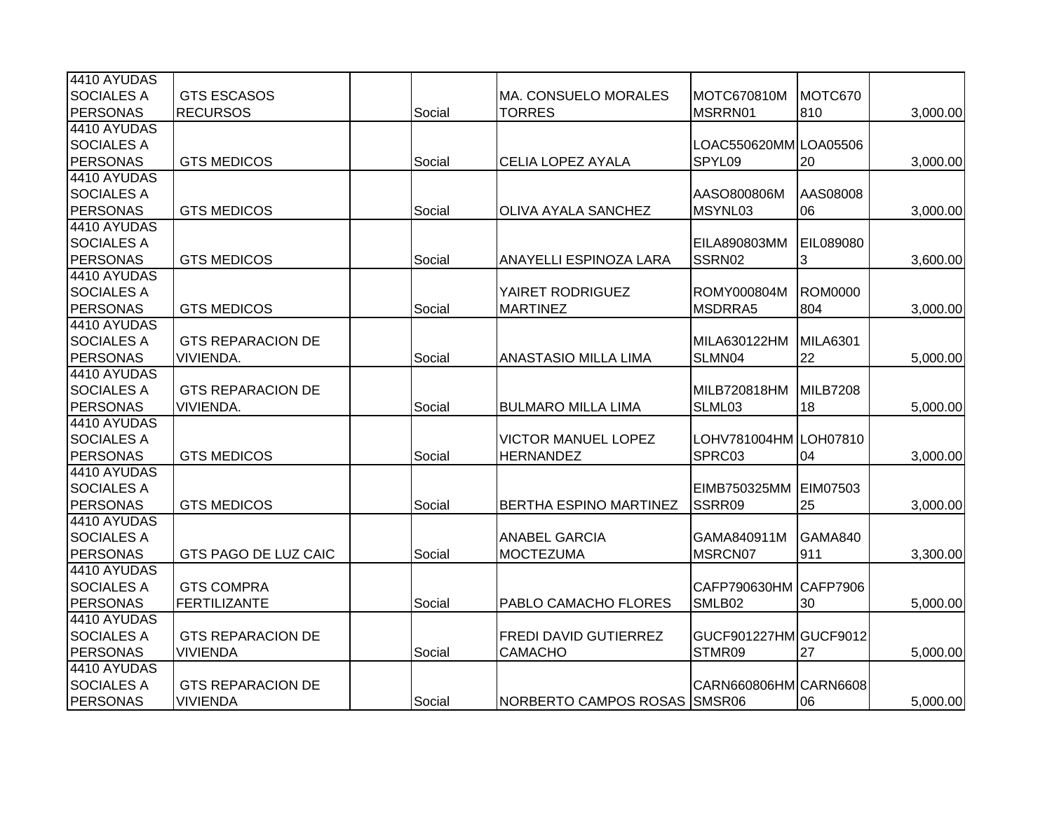| | | | | | | | |
|---|---|---|---|---|---|---|---|
| 4410 AYUDAS SOCIALES A PERSONAS | GTS ESCASOS RECURSOS | | Social | MA. CONSUELO MORALES TORRES | MOTC670810MMSRRN01 | MOTC670810 | 3,000.00 |
| 4410 AYUDAS SOCIALES A PERSONAS | GTS MEDICOS | | Social | CELIA LOPEZ AYALA | LOAC550620MMSPYL09 | LOA0550620 | 3,000.00 |
| 4410 AYUDAS SOCIALES A PERSONAS | GTS MEDICOS | | Social | OLIVA AYALA SANCHEZ | AASO800806MMSYNL03 | AAS0800806 | 3,000.00 |
| 4410 AYUDAS SOCIALES A PERSONAS | GTS MEDICOS | | Social | ANAYELLI ESPINOZA LARA | EILA890803MMSSRN02 | EIL0890803 | 3,600.00 |
| 4410 AYUDAS SOCIALES A PERSONAS | GTS MEDICOS | | Social | YAIRET RODRIGUEZ MARTINEZ | ROMY000804MMSDRRA5 | ROM0000804 | 3,000.00 |
| 4410 AYUDAS SOCIALES A PERSONAS | GTS REPARACION DE VIVIENDA. | | Social | ANASTASIO MILLA LIMA | MILA630122HMSLMN04 | MILA630122 | 5,000.00 |
| 4410 AYUDAS SOCIALES A PERSONAS | GTS REPARACION DE VIVIENDA. | | Social | BULMARO MILLA LIMA | MILB720818HMSLML03 | MILB720818 | 5,000.00 |
| 4410 AYUDAS SOCIALES A PERSONAS | GTS MEDICOS | | Social | VICTOR MANUEL LOPEZ HERNANDEZ | LOHV781004HMSPRC03 | LOH0781004 | 3,000.00 |
| 4410 AYUDAS SOCIALES A PERSONAS | GTS MEDICOS | | Social | BERTHA ESPINO MARTINEZ | EIMB750325MMSSRR09 | EIM0750325 | 3,000.00 |
| 4410 AYUDAS SOCIALES A PERSONAS | GTS PAGO DE LUZ CAIC | | Social | ANABEL GARCIA MOCTEZUMA | GAMA840911MMSRCN07 | GAMA840911 | 3,300.00 |
| 4410 AYUDAS SOCIALES A PERSONAS | GTS COMPRA FERTILIZANTE | | Social | PABLO CAMACHO FLORES | CAFP790630HMSMLB02 | CAFP790630 | 5,000.00 |
| 4410 AYUDAS SOCIALES A PERSONAS | GTS REPARACION DE VIVIENDA | | Social | FREDI DAVID GUTIERREZ CAMACHO | GUCF901227HMSTMR09 | GUCF901227 | 5,000.00 |
| 4410 AYUDAS SOCIALES A PERSONAS | GTS REPARACION DE VIVIENDA | | Social | NORBERTO CAMPOS ROSAS | CARN660806HMSMSR06 | CARN660806 | 5,000.00 |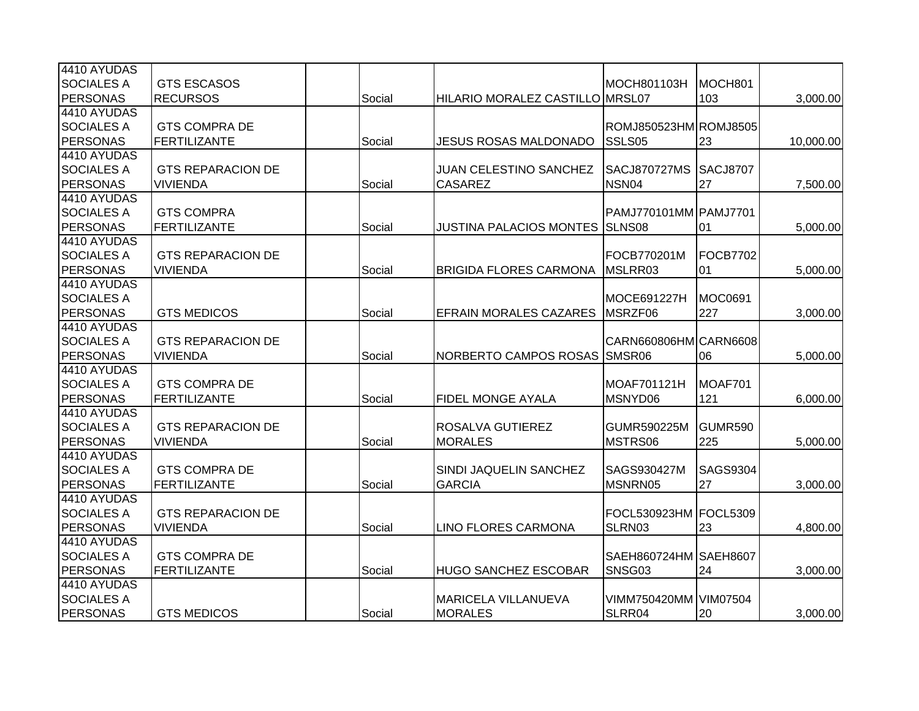| | | | | | | | |
|---|---|---|---|---|---|---|---|
| 4410 AYUDAS SOCIALES A PERSONAS | GTS ESCASOS RECURSOS | | Social | HILARIO MORALEZ CASTILLO | MOCH801103HMRSL07 | MOCH801103 | 3,000.00 |
| 4410 AYUDAS SOCIALES A PERSONAS | GTS COMPRA DE FERTILIZANTE | | Social | JESUS ROSAS MALDONADO | ROMJ850523HMSSLS05 | ROMJ850523 | 10,000.00 |
| 4410 AYUDAS SOCIALES A PERSONAS | GTS REPARACION DE VIVIENDA | | Social | JUAN CELESTINO SANCHEZ CASAREZ | SACJ870727MSNSN04 | SACJ870727 | 7,500.00 |
| 4410 AYUDAS SOCIALES A PERSONAS | GTS COMPRA FERTILIZANTE | | Social | JUSTINA PALACIOS MONTES | PAMJ770101MMSLNS08 | PAMJ770101 | 5,000.00 |
| 4410 AYUDAS SOCIALES A PERSONAS | GTS REPARACION DE VIVIENDA | | Social | BRIGIDA FLORES CARMONA | FOCB770201MMSLRR03 | FOCB770201 | 5,000.00 |
| 4410 AYUDAS SOCIALES A PERSONAS | GTS MEDICOS | | Social | EFRAIN MORALES CAZARES | MOCE691227HMSRZF06 | MOC0691227 | 3,000.00 |
| 4410 AYUDAS SOCIALES A PERSONAS | GTS REPARACION DE VIVIENDA | | Social | NORBERTO CAMPOS ROSAS | CARN660806HMSMSR06 | CARN660806 | 5,000.00 |
| 4410 AYUDAS SOCIALES A PERSONAS | GTS COMPRA DE FERTILIZANTE | | Social | FIDEL MONGE AYALA | MOAF701121HMSNYD06 | MOAF701121 | 6,000.00 |
| 4410 AYUDAS SOCIALES A PERSONAS | GTS REPARACION DE VIVIENDA | | Social | ROSALVA GUTIEREZ MORALES | GUMR590225MMSTRS06 | GUMR590225 | 5,000.00 |
| 4410 AYUDAS SOCIALES A PERSONAS | GTS COMPRA DE FERTILIZANTE | | Social | SINDI JAQUELIN SANCHEZ GARCIA | SAGS930427MMSNRN05 | SAGS930427 | 3,000.00 |
| 4410 AYUDAS SOCIALES A PERSONAS | GTS REPARACION DE VIVIENDA | | Social | LINO FLORES CARMONA | FOCL530923HMSLRN03 | FOCL530923 | 4,800.00 |
| 4410 AYUDAS SOCIALES A PERSONAS | GTS COMPRA DE FERTILIZANTE | | Social | HUGO SANCHEZ ESCOBAR | SAEH860724HMSNSG03 | SAEH860724 | 3,000.00 |
| 4410 AYUDAS SOCIALES A PERSONAS | GTS MEDICOS | | Social | MARICELA VILLANUEVA MORALES | VIMM750420MMSLRR04 | VIM0750420 | 3,000.00 |